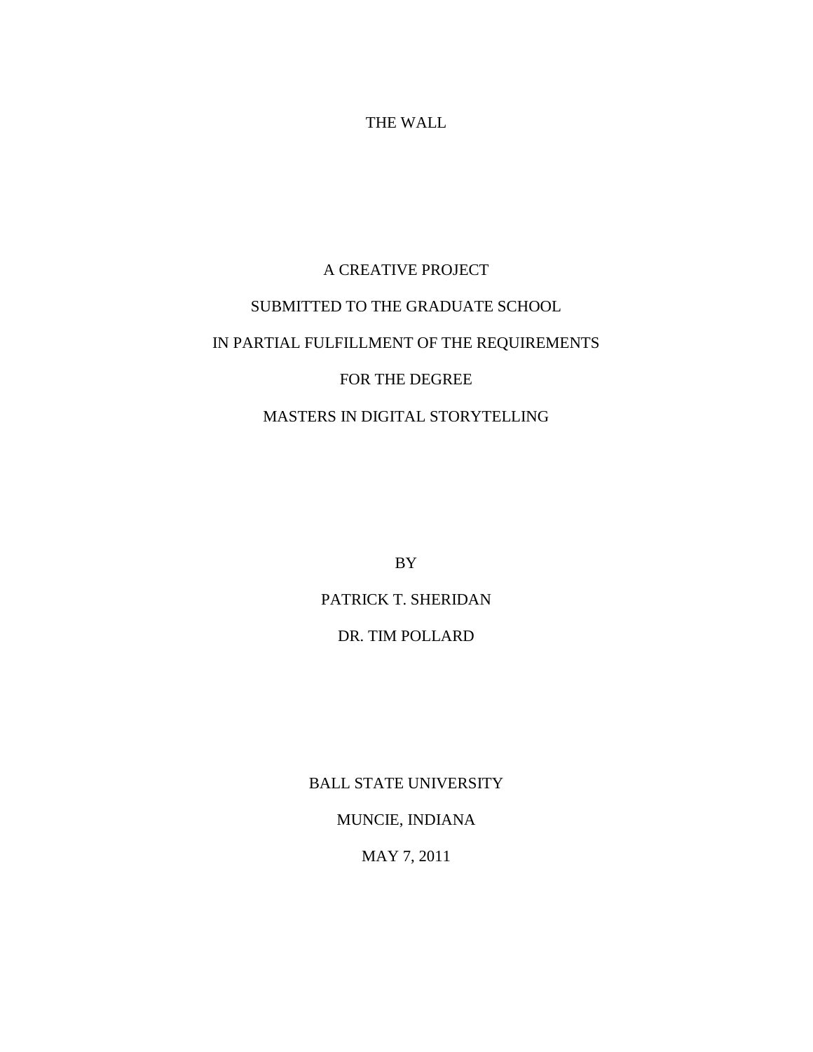# THE WALL

A CREATIVE PROJECT

SUBMITTED TO THE GRADUATE SCHOOL

IN PARTIAL FULFILLMENT OF THE REQUIREMENTS

FOR THE DEGREE

MASTERS IN DIGITAL STORYTELLING

BY

PATRICK T. SHERIDAN

DR. TIM POLLARD

BALL STATE UNIVERSITY

MUNCIE, INDIANA

MAY 7, 2011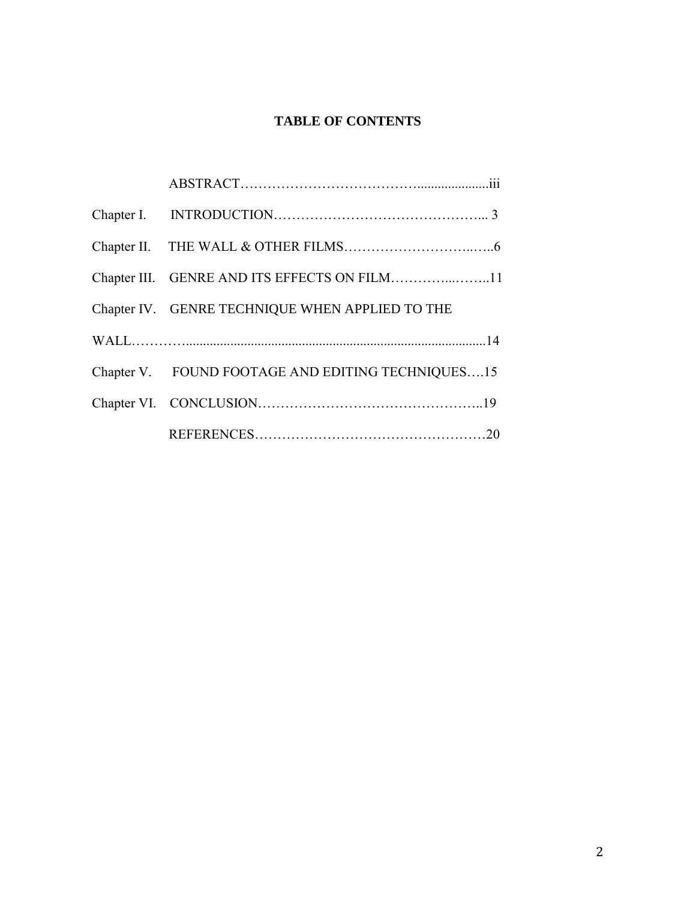# TABLE OF CONTENTS

ABSTRACT…………………………………......................iii

Chapter I. INTRODUCTION………………………………………... 3

Chapter II. THE WALL & OTHER FILMS……………………….…..6

Chapter III. GENRE AND ITS EFFECTS ON FILM…………...……..11

Chapter IV. GENRE TECHNIQUE WHEN APPLIED TO THE WALL………….......................................................................................14

Chapter V. FOUND FOOTAGE AND EDITING TECHNIQUES….15

Chapter VI. CONCLUSION…………………………………………..19

REFERENCES…………………………………………….20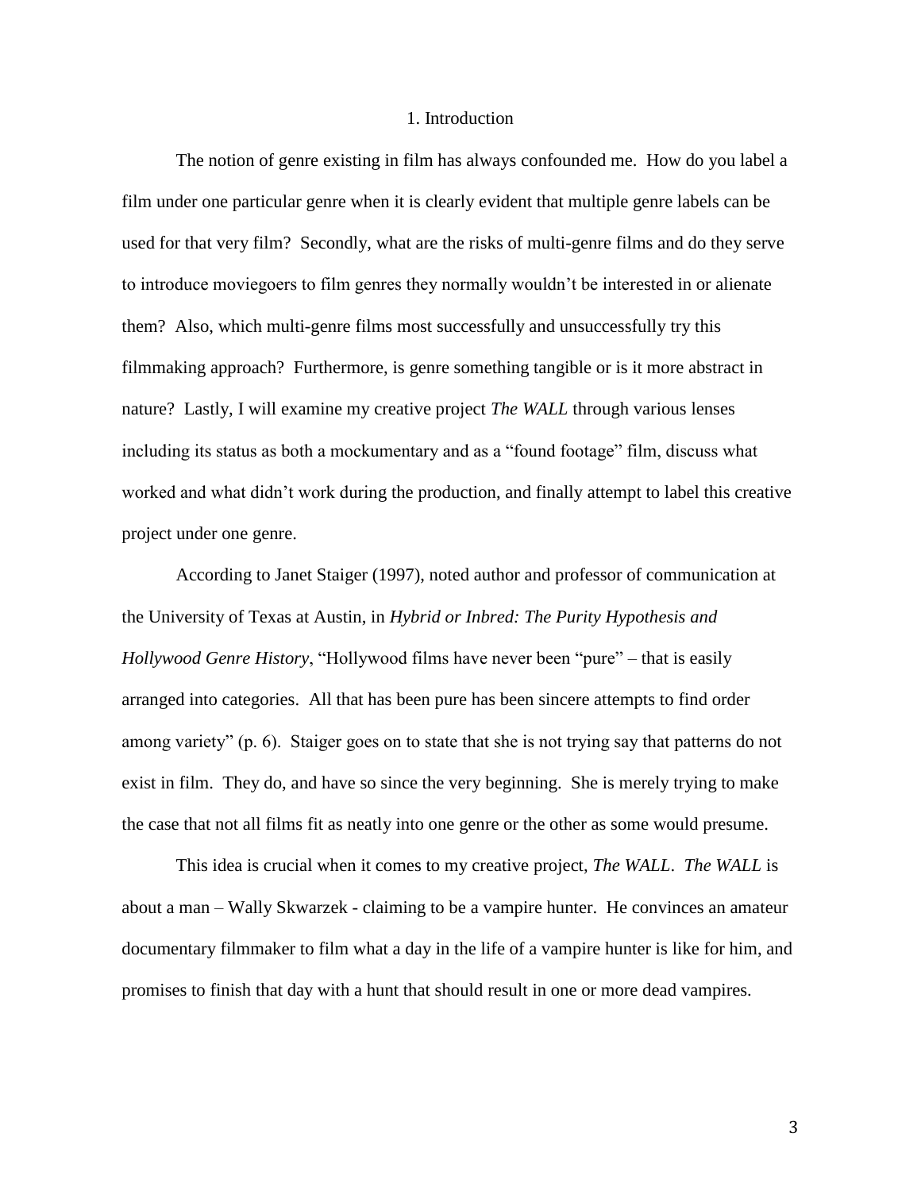# 1. Introduction

The notion of genre existing in film has always confounded me. How do you label a film under one particular genre when it is clearly evident that multiple genre labels can be used for that very film? Secondly, what are the risks of multi-genre films and do they serve to introduce moviegoers to film genres they normally wouldn't be interested in or alienate them? Also, which multi-genre films most successfully and unsuccessfully try this filmmaking approach? Furthermore, is genre something tangible or is it more abstract in nature? Lastly, I will examine my creative project *The WALL* through various lenses including its status as both a mockumentary and as a "found footage" film, discuss what worked and what didn't work during the production, and finally attempt to label this creative project under one genre.

According to Janet Staiger (1997), noted author and professor of communication at the University of Texas at Austin, in *Hybrid or Inbred: The Purity Hypothesis and Hollywood Genre History*, "Hollywood films have never been "pure" – that is easily arranged into categories. All that has been pure has been sincere attempts to find order among variety" (p. 6). Staiger goes on to state that she is not trying say that patterns do not exist in film. They do, and have so since the very beginning. She is merely trying to make the case that not all films fit as neatly into one genre or the other as some would presume.

This idea is crucial when it comes to my creative project, *The WALL*. *The WALL* is about a man – Wally Skwarzek - claiming to be a vampire hunter. He convinces an amateur documentary filmmaker to film what a day in the life of a vampire hunter is like for him, and promises to finish that day with a hunt that should result in one or more dead vampires.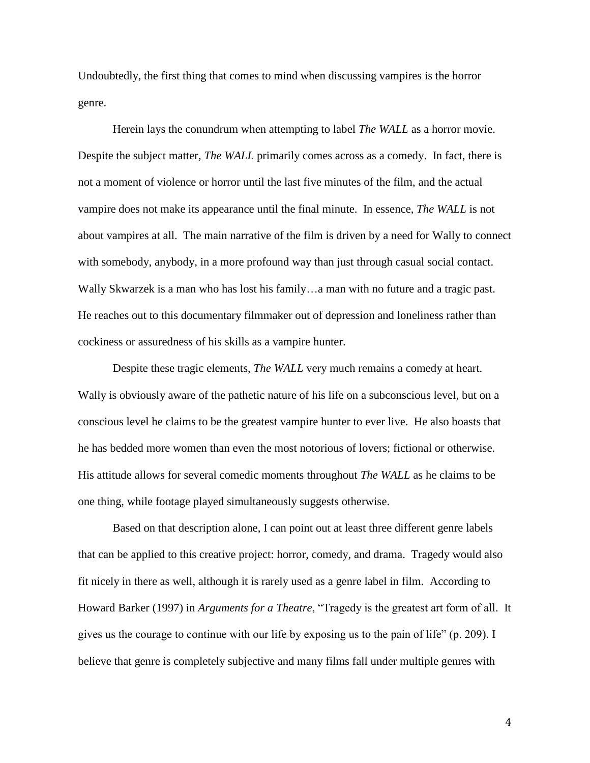Undoubtedly, the first thing that comes to mind when discussing vampires is the horror genre.

Herein lays the conundrum when attempting to label *The WALL* as a horror movie. Despite the subject matter, *The WALL* primarily comes across as a comedy. In fact, there is not a moment of violence or horror until the last five minutes of the film, and the actual vampire does not make its appearance until the final minute. In essence, *The WALL* is not about vampires at all. The main narrative of the film is driven by a need for Wally to connect with somebody, anybody, in a more profound way than just through casual social contact. Wally Skwarzek is a man who has lost his family…a man with no future and a tragic past. He reaches out to this documentary filmmaker out of depression and loneliness rather than cockiness or assuredness of his skills as a vampire hunter.

Despite these tragic elements, *The WALL* very much remains a comedy at heart. Wally is obviously aware of the pathetic nature of his life on a subconscious level, but on a conscious level he claims to be the greatest vampire hunter to ever live. He also boasts that he has bedded more women than even the most notorious of lovers; fictional or otherwise. His attitude allows for several comedic moments throughout *The WALL* as he claims to be one thing, while footage played simultaneously suggests otherwise.

Based on that description alone, I can point out at least three different genre labels that can be applied to this creative project: horror, comedy, and drama. Tragedy would also fit nicely in there as well, although it is rarely used as a genre label in film. According to Howard Barker (1997) in *Arguments for a Theatre*, "Tragedy is the greatest art form of all. It gives us the courage to continue with our life by exposing us to the pain of life" (p. 209). I believe that genre is completely subjective and many films fall under multiple genres with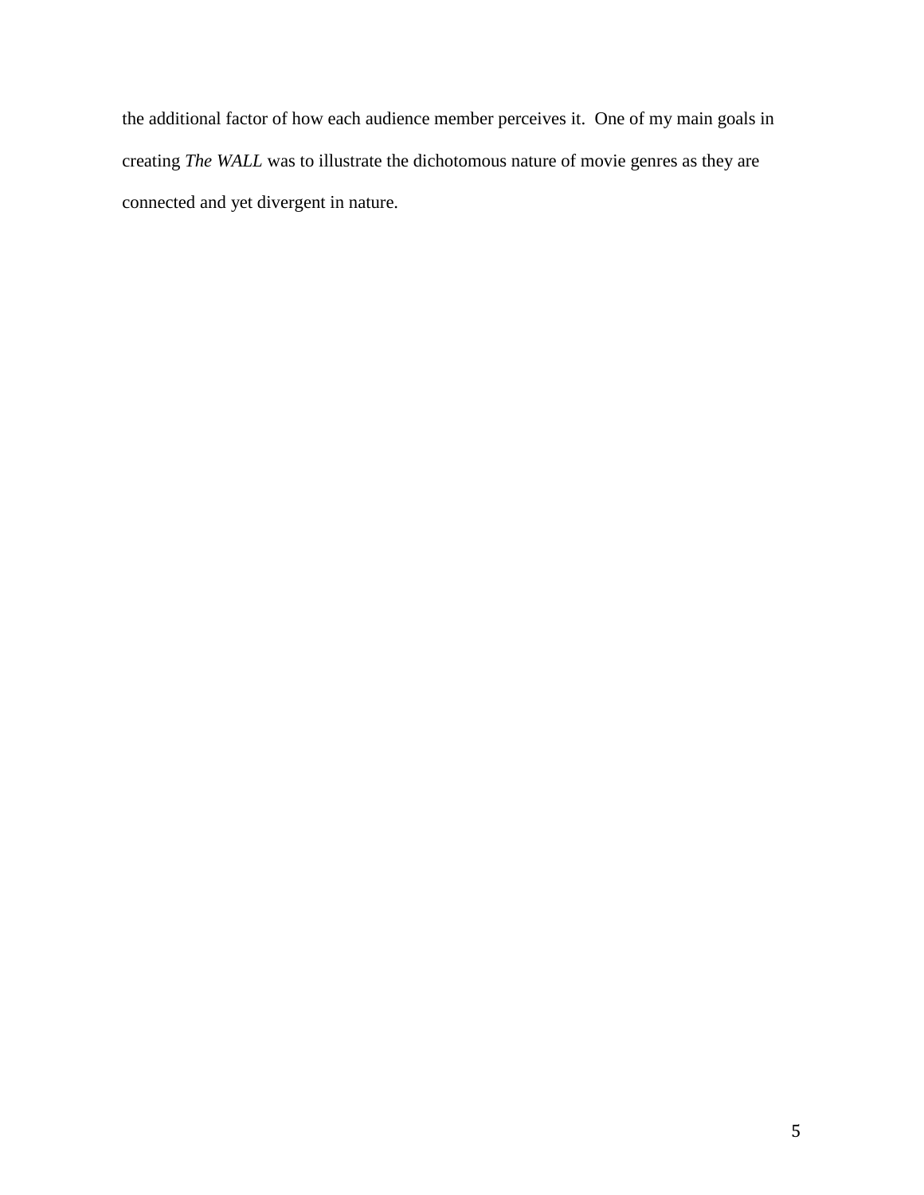the additional factor of how each audience member perceives it.  One of my main goals in creating *The WALL* was to illustrate the dichotomous nature of movie genres as they are connected and yet divergent in nature.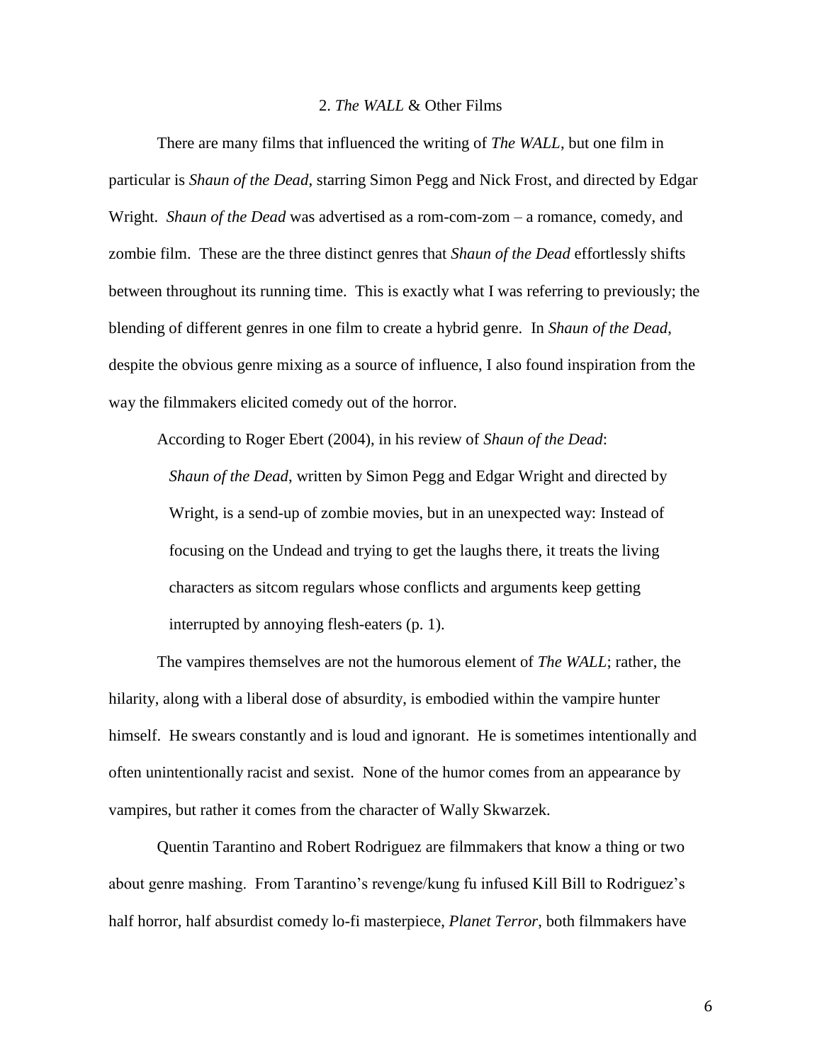## 2. *The WALL* & Other Films

There are many films that influenced the writing of *The WALL*, but one film in particular is *Shaun of the Dead*, starring Simon Pegg and Nick Frost, and directed by Edgar Wright. *Shaun of the Dead* was advertised as a rom-com-zom – a romance, comedy, and zombie film. These are the three distinct genres that *Shaun of the Dead* effortlessly shifts between throughout its running time. This is exactly what I was referring to previously; the blending of different genres in one film to create a hybrid genre. In *Shaun of the Dead*, despite the obvious genre mixing as a source of influence, I also found inspiration from the way the filmmakers elicited comedy out of the horror.

According to Roger Ebert (2004), in his review of *Shaun of the Dead*:

> *Shaun of the Dead*, written by Simon Pegg and Edgar Wright and directed by Wright, is a send-up of zombie movies, but in an unexpected way: Instead of focusing on the Undead and trying to get the laughs there, it treats the living characters as sitcom regulars whose conflicts and arguments keep getting interrupted by annoying flesh-eaters (p. 1).

The vampires themselves are not the humorous element of *The WALL*; rather, the hilarity, along with a liberal dose of absurdity, is embodied within the vampire hunter himself. He swears constantly and is loud and ignorant. He is sometimes intentionally and often unintentionally racist and sexist. None of the humor comes from an appearance by vampires, but rather it comes from the character of Wally Skwarzek.

Quentin Tarantino and Robert Rodriguez are filmmakers that know a thing or two about genre mashing. From Tarantino's revenge/kung fu infused Kill Bill to Rodriguez's half horror, half absurdist comedy lo-fi masterpiece, *Planet Terror*, both filmmakers have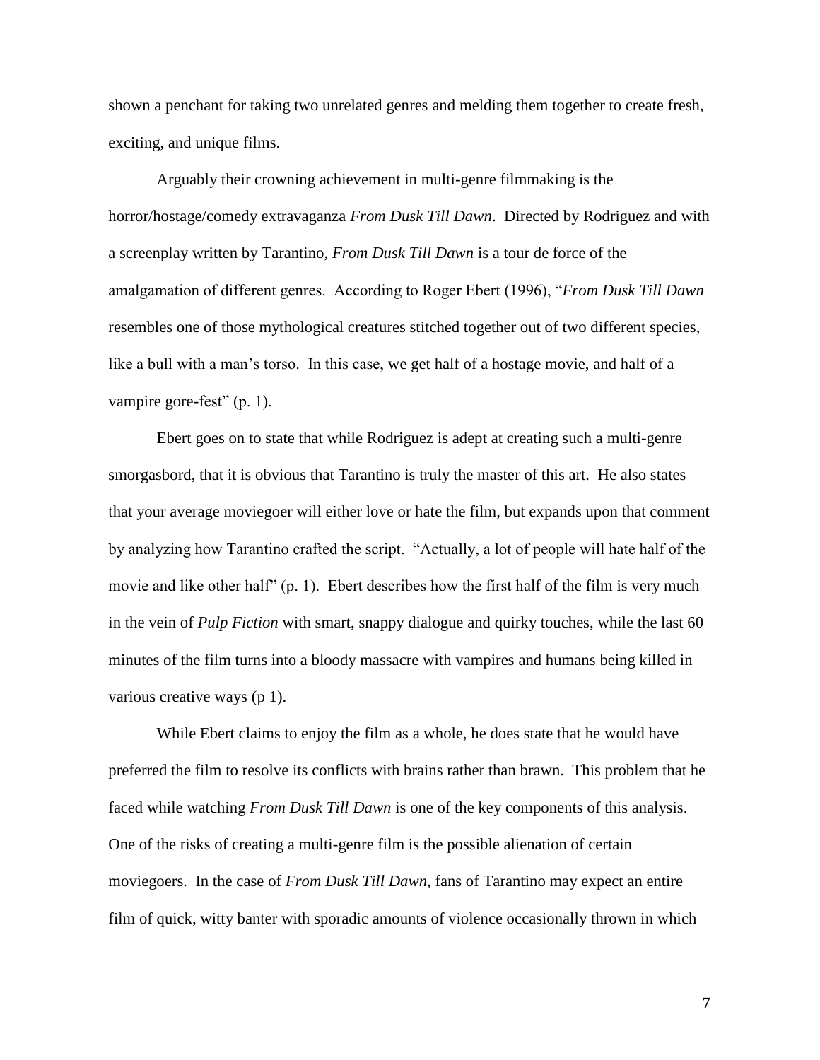shown a penchant for taking two unrelated genres and melding them together to create fresh, exciting, and unique films.

Arguably their crowning achievement in multi-genre filmmaking is the horror/hostage/comedy extravaganza *From Dusk Till Dawn*. Directed by Rodriguez and with a screenplay written by Tarantino, *From Dusk Till Dawn* is a tour de force of the amalgamation of different genres. According to Roger Ebert (1996), "*From Dusk Till Dawn* resembles one of those mythological creatures stitched together out of two different species, like a bull with a man's torso. In this case, we get half of a hostage movie, and half of a vampire gore-fest" (p. 1).

Ebert goes on to state that while Rodriguez is adept at creating such a multi-genre smorgasbord, that it is obvious that Tarantino is truly the master of this art. He also states that your average moviegoer will either love or hate the film, but expands upon that comment by analyzing how Tarantino crafted the script. "Actually, a lot of people will hate half of the movie and like other half" (p. 1). Ebert describes how the first half of the film is very much in the vein of *Pulp Fiction* with smart, snappy dialogue and quirky touches, while the last 60 minutes of the film turns into a bloody massacre with vampires and humans being killed in various creative ways (p 1).

While Ebert claims to enjoy the film as a whole, he does state that he would have preferred the film to resolve its conflicts with brains rather than brawn. This problem that he faced while watching *From Dusk Till Dawn* is one of the key components of this analysis. One of the risks of creating a multi-genre film is the possible alienation of certain moviegoers. In the case of *From Dusk Till Dawn*, fans of Tarantino may expect an entire film of quick, witty banter with sporadic amounts of violence occasionally thrown in which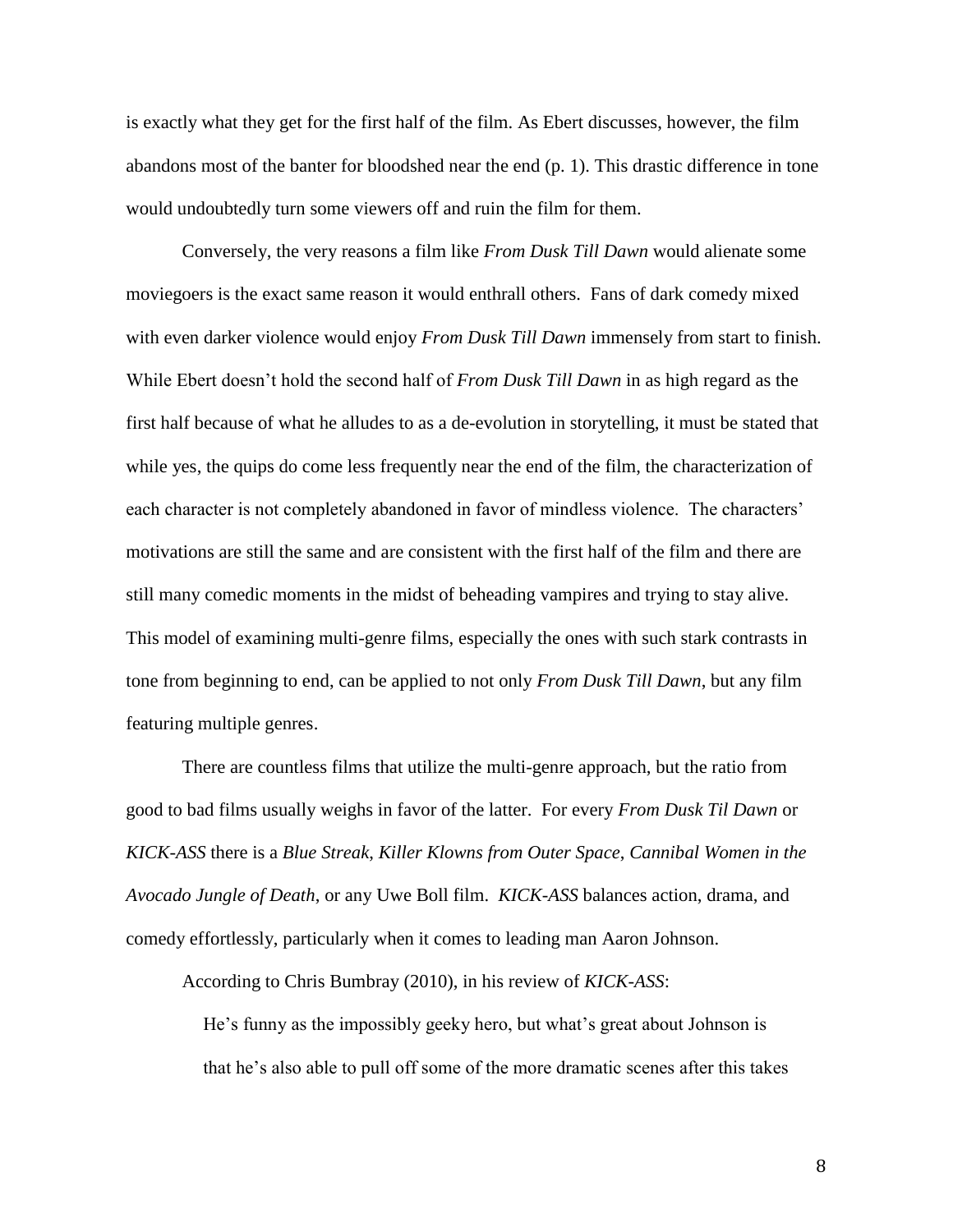is exactly what they get for the first half of the film. As Ebert discusses, however, the film abandons most of the banter for bloodshed near the end (p. 1). This drastic difference in tone would undoubtedly turn some viewers off and ruin the film for them.

Conversely, the very reasons a film like *From Dusk Till Dawn* would alienate some moviegoers is the exact same reason it would enthrall others. Fans of dark comedy mixed with even darker violence would enjoy *From Dusk Till Dawn* immensely from start to finish. While Ebert doesn't hold the second half of *From Dusk Till Dawn* in as high regard as the first half because of what he alludes to as a de-evolution in storytelling, it must be stated that while yes, the quips do come less frequently near the end of the film, the characterization of each character is not completely abandoned in favor of mindless violence. The characters' motivations are still the same and are consistent with the first half of the film and there are still many comedic moments in the midst of beheading vampires and trying to stay alive. This model of examining multi-genre films, especially the ones with such stark contrasts in tone from beginning to end, can be applied to not only *From Dusk Till Dawn*, but any film featuring multiple genres.

There are countless films that utilize the multi-genre approach, but the ratio from good to bad films usually weighs in favor of the latter. For every *From Dusk Til Dawn* or *KICK-ASS* there is a *Blue Streak*, *Killer Klowns from Outer Space*, *Cannibal Women in the Avocado Jungle of Death*, or any Uwe Boll film. *KICK-ASS* balances action, drama, and comedy effortlessly, particularly when it comes to leading man Aaron Johnson.

According to Chris Bumbray (2010), in his review of *KICK-ASS*:

> He's funny as the impossibly geeky hero, but what's great about Johnson is that he's also able to pull off some of the more dramatic scenes after this takes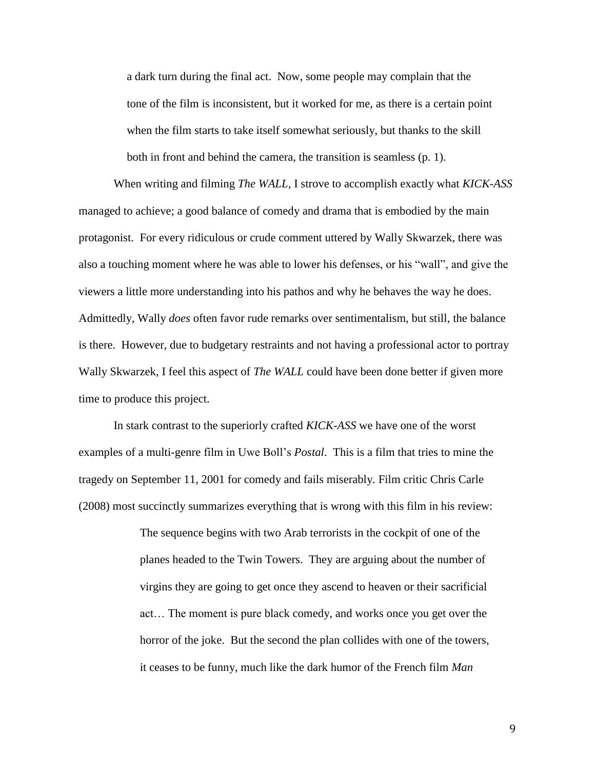> a dark turn during the final act. Now, some people may complain that the tone of the film is inconsistent, but it worked for me, as there is a certain point when the film starts to take itself somewhat seriously, but thanks to the skill both in front and behind the camera, the transition is seamless (p. 1).

When writing and filming *The WALL*, I strove to accomplish exactly what *KICK-ASS* managed to achieve; a good balance of comedy and drama that is embodied by the main protagonist. For every ridiculous or crude comment uttered by Wally Skwarzek, there was also a touching moment where he was able to lower his defenses, or his "wall", and give the viewers a little more understanding into his pathos and why he behaves the way he does. Admittedly, Wally *does* often favor rude remarks over sentimentalism, but still, the balance is there. However, due to budgetary restraints and not having a professional actor to portray Wally Skwarzek, I feel this aspect of *The WALL* could have been done better if given more time to produce this project.

In stark contrast to the superiorly crafted *KICK-ASS* we have one of the worst examples of a multi-genre film in Uwe Boll's *Postal*. This is a film that tries to mine the tragedy on September 11, 2001 for comedy and fails miserably. Film critic Chris Carle (2008) most succinctly summarizes everything that is wrong with this film in his review:

> The sequence begins with two Arab terrorists in the cockpit of one of the planes headed to the Twin Towers. They are arguing about the number of virgins they are going to get once they ascend to heaven or their sacrificial act… The moment is pure black comedy, and works once you get over the horror of the joke. But the second the plan collides with one of the towers, it ceases to be funny, much like the dark humor of the French film *Man*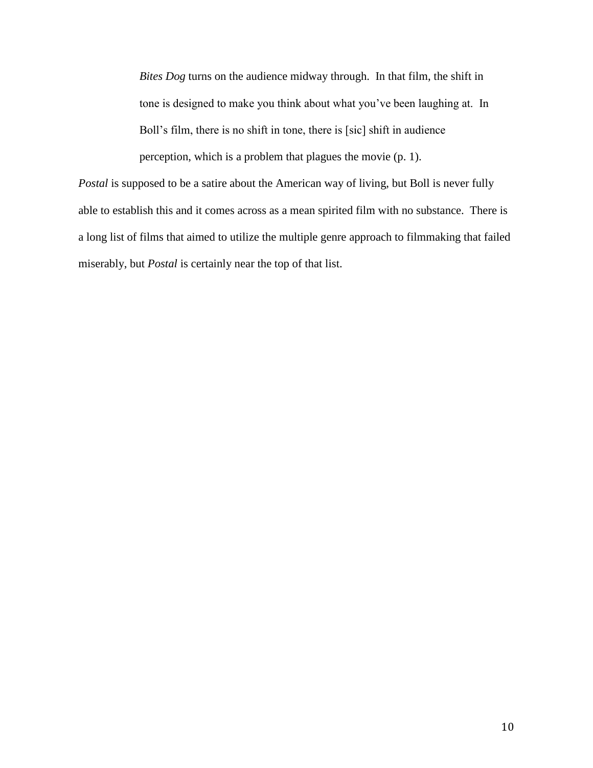> *Bites Dog* turns on the audience midway through. In that film, the shift in tone is designed to make you think about what you've been laughing at. In Boll's film, there is no shift in tone, there is [sic] shift in audience perception, which is a problem that plagues the movie (p. 1).

*Postal* is supposed to be a satire about the American way of living, but Boll is never fully able to establish this and it comes across as a mean spirited film with no substance. There is a long list of films that aimed to utilize the multiple genre approach to filmmaking that failed miserably, but *Postal* is certainly near the top of that list.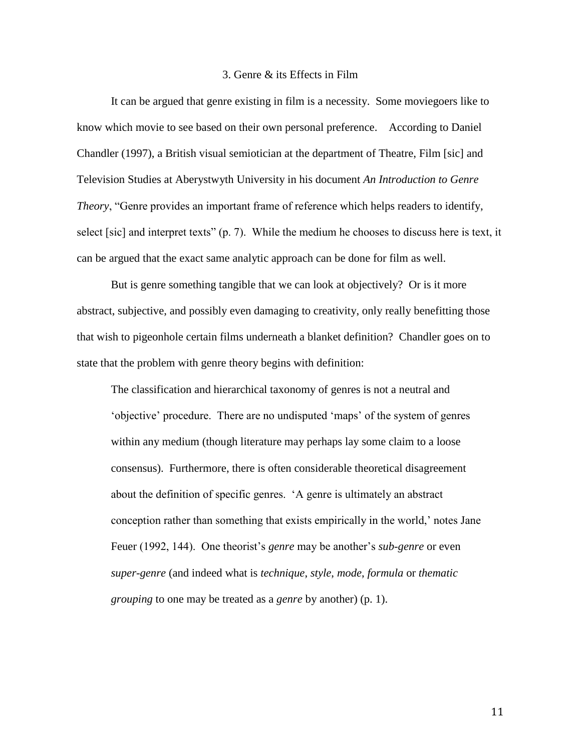## 3. Genre & its Effects in Film

It can be argued that genre existing in film is a necessity. Some moviegoers like to know which movie to see based on their own personal preference. According to Daniel Chandler (1997), a British visual semiotician at the department of Theatre, Film [sic] and Television Studies at Aberystwyth University in his document *An Introduction to Genre Theory*, "Genre provides an important frame of reference which helps readers to identify, select [sic] and interpret texts" (p. 7). While the medium he chooses to discuss here is text, it can be argued that the exact same analytic approach can be done for film as well.

But is genre something tangible that we can look at objectively? Or is it more abstract, subjective, and possibly even damaging to creativity, only really benefitting those that wish to pigeonhole certain films underneath a blanket definition? Chandler goes on to state that the problem with genre theory begins with definition:

> The classification and hierarchical taxonomy of genres is not a neutral and 'objective' procedure. There are no undisputed 'maps' of the system of genres within any medium (though literature may perhaps lay some claim to a loose consensus). Furthermore, there is often considerable theoretical disagreement about the definition of specific genres. 'A genre is ultimately an abstract conception rather than something that exists empirically in the world,' notes Jane Feuer (1992, 144). One theorist's *genre* may be another's *sub-genre* or even *super-genre* (and indeed what is *technique*, *style*, *mode*, *formula* or *thematic grouping* to one may be treated as a *genre* by another) (p. 1).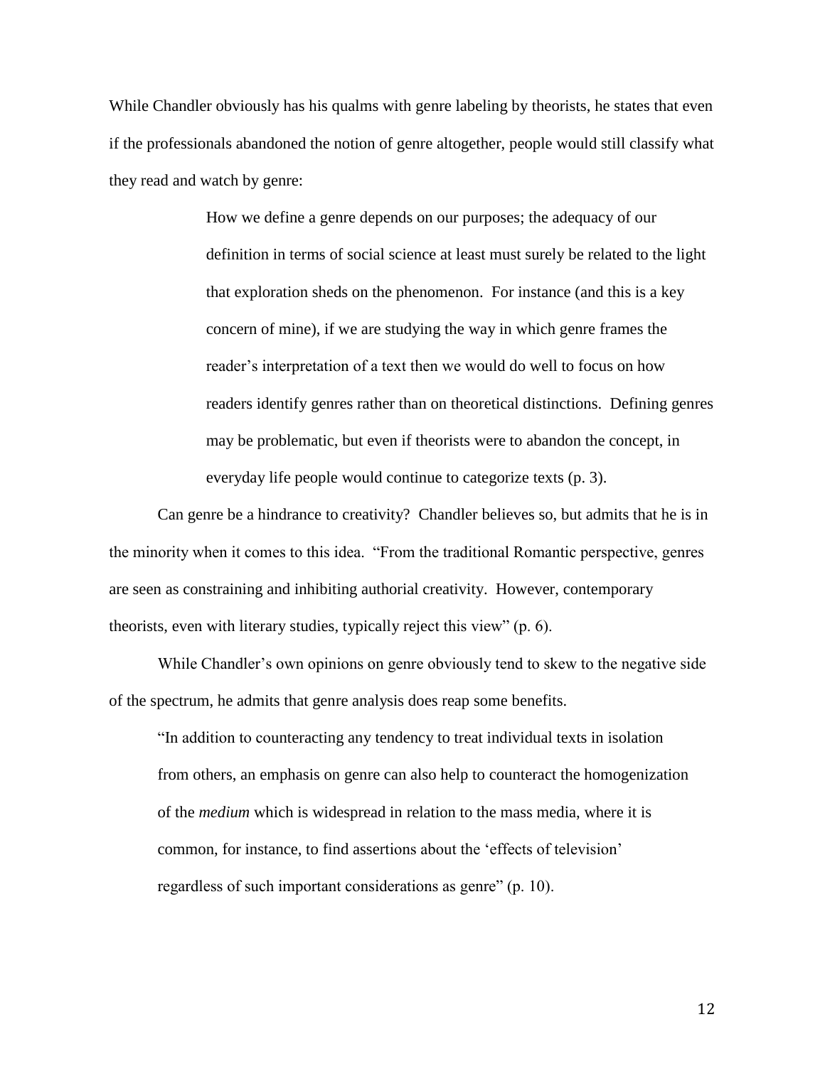While Chandler obviously has his qualms with genre labeling by theorists, he states that even if the professionals abandoned the notion of genre altogether, people would still classify what they read and watch by genre:

> How we define a genre depends on our purposes; the adequacy of our definition in terms of social science at least must surely be related to the light that exploration sheds on the phenomenon. For instance (and this is a key concern of mine), if we are studying the way in which genre frames the reader's interpretation of a text then we would do well to focus on how readers identify genres rather than on theoretical distinctions. Defining genres may be problematic, but even if theorists were to abandon the concept, in everyday life people would continue to categorize texts (p. 3).

Can genre be a hindrance to creativity? Chandler believes so, but admits that he is in the minority when it comes to this idea. "From the traditional Romantic perspective, genres are seen as constraining and inhibiting authorial creativity. However, contemporary theorists, even with literary studies, typically reject this view" (p. 6).

While Chandler's own opinions on genre obviously tend to skew to the negative side of the spectrum, he admits that genre analysis does reap some benefits.

> "In addition to counteracting any tendency to treat individual texts in isolation from others, an emphasis on genre can also help to counteract the homogenization of the *medium* which is widespread in relation to the mass media, where it is common, for instance, to find assertions about the 'effects of television' regardless of such important considerations as genre" (p. 10).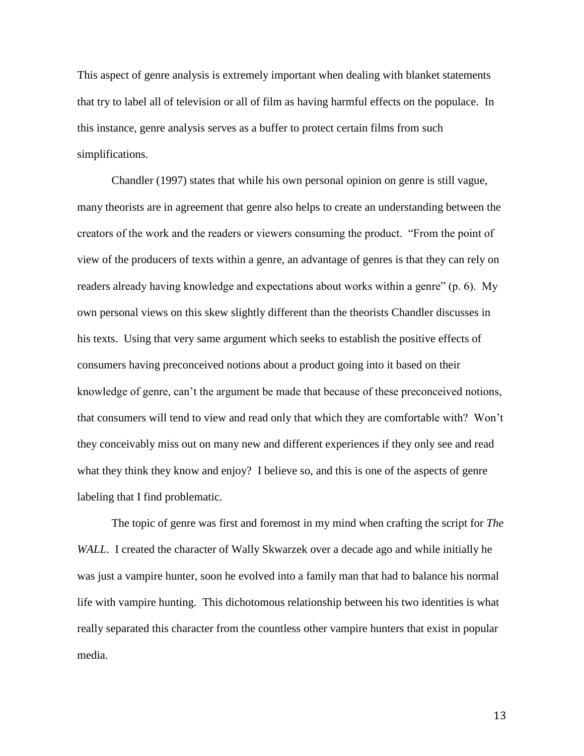This aspect of genre analysis is extremely important when dealing with blanket statements that try to label all of television or all of film as having harmful effects on the populace. In this instance, genre analysis serves as a buffer to protect certain films from such simplifications.

Chandler (1997) states that while his own personal opinion on genre is still vague, many theorists are in agreement that genre also helps to create an understanding between the creators of the work and the readers or viewers consuming the product. "From the point of view of the producers of texts within a genre, an advantage of genres is that they can rely on readers already having knowledge and expectations about works within a genre" (p. 6). My own personal views on this skew slightly different than the theorists Chandler discusses in his texts. Using that very same argument which seeks to establish the positive effects of consumers having preconceived notions about a product going into it based on their knowledge of genre, can't the argument be made that because of these preconceived notions, that consumers will tend to view and read only that which they are comfortable with? Won't they conceivably miss out on many new and different experiences if they only see and read what they think they know and enjoy? I believe so, and this is one of the aspects of genre labeling that I find problematic.

The topic of genre was first and foremost in my mind when crafting the script for *The WALL*. I created the character of Wally Skwarzek over a decade ago and while initially he was just a vampire hunter, soon he evolved into a family man that had to balance his normal life with vampire hunting. This dichotomous relationship between his two identities is what really separated this character from the countless other vampire hunters that exist in popular media.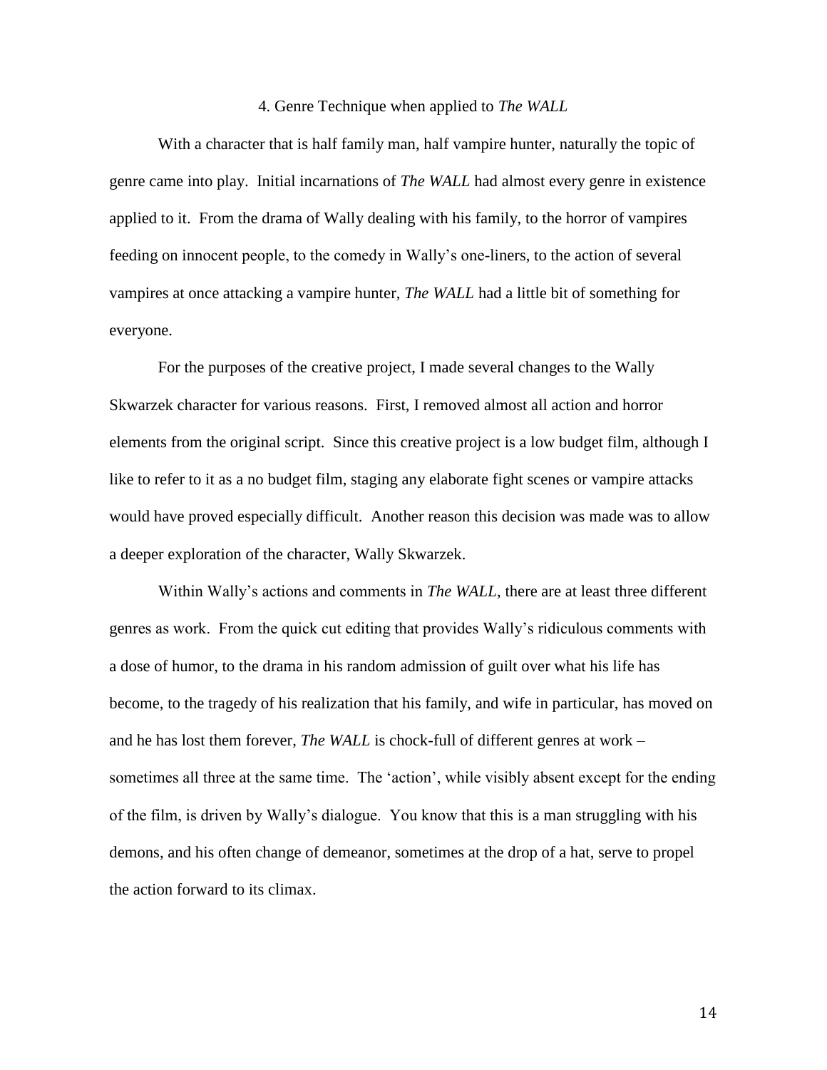## 4. Genre Technique when applied to *The WALL*

With a character that is half family man, half vampire hunter, naturally the topic of genre came into play. Initial incarnations of *The WALL* had almost every genre in existence applied to it. From the drama of Wally dealing with his family, to the horror of vampires feeding on innocent people, to the comedy in Wally's one-liners, to the action of several vampires at once attacking a vampire hunter, *The WALL* had a little bit of something for everyone.

For the purposes of the creative project, I made several changes to the Wally Skwarzek character for various reasons. First, I removed almost all action and horror elements from the original script. Since this creative project is a low budget film, although I like to refer to it as a no budget film, staging any elaborate fight scenes or vampire attacks would have proved especially difficult. Another reason this decision was made was to allow a deeper exploration of the character, Wally Skwarzek.

Within Wally's actions and comments in *The WALL*, there are at least three different genres as work. From the quick cut editing that provides Wally's ridiculous comments with a dose of humor, to the drama in his random admission of guilt over what his life has become, to the tragedy of his realization that his family, and wife in particular, has moved on and he has lost them forever, *The WALL* is chock-full of different genres at work – sometimes all three at the same time. The 'action', while visibly absent except for the ending of the film, is driven by Wally's dialogue. You know that this is a man struggling with his demons, and his often change of demeanor, sometimes at the drop of a hat, serve to propel the action forward to its climax.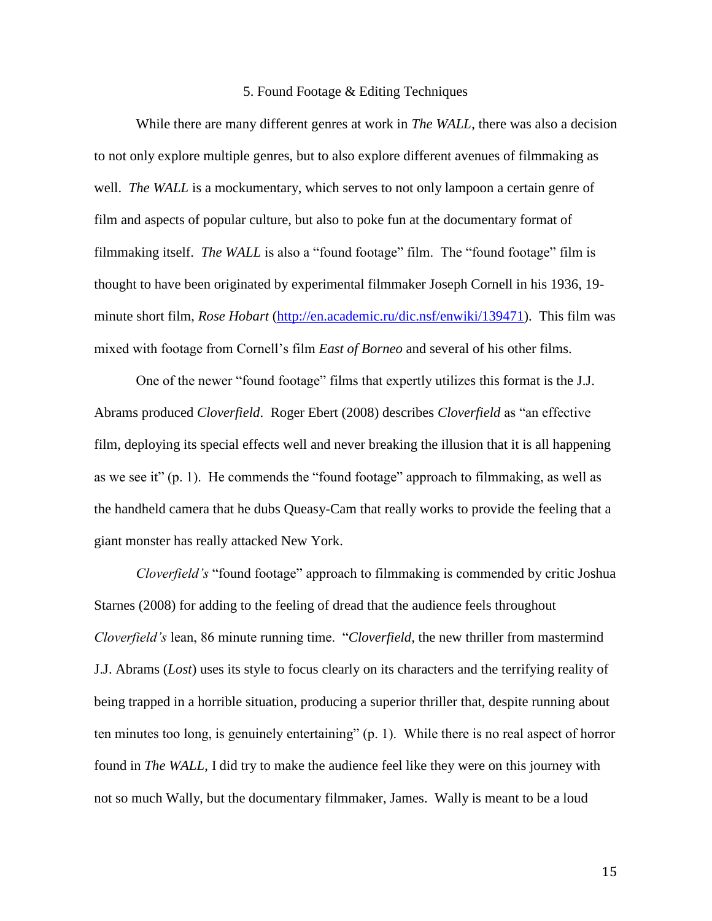## 5. Found Footage & Editing Techniques

While there are many different genres at work in *The WALL*, there was also a decision to not only explore multiple genres, but to also explore different avenues of filmmaking as well. *The WALL* is a mockumentary, which serves to not only lampoon a certain genre of film and aspects of popular culture, but also to poke fun at the documentary format of filmmaking itself. *The WALL* is also a "found footage" film. The "found footage" film is thought to have been originated by experimental filmmaker Joseph Cornell in his 1936, 19-minute short film, *Rose Hobart* (http://en.academic.ru/dic.nsf/enwiki/139471). This film was mixed with footage from Cornell's film *East of Borneo* and several of his other films.

One of the newer "found footage" films that expertly utilizes this format is the J.J. Abrams produced *Cloverfield*. Roger Ebert (2008) describes *Cloverfield* as "an effective film, deploying its special effects well and never breaking the illusion that it is all happening as we see it" (p. 1). He commends the "found footage" approach to filmmaking, as well as the handheld camera that he dubs Queasy-Cam that really works to provide the feeling that a giant monster has really attacked New York.

*Cloverfield's* "found footage" approach to filmmaking is commended by critic Joshua Starnes (2008) for adding to the feeling of dread that the audience feels throughout *Cloverfield's* lean, 86 minute running time. "*Cloverfield*, the new thriller from mastermind J.J. Abrams (*Lost*) uses its style to focus clearly on its characters and the terrifying reality of being trapped in a horrible situation, producing a superior thriller that, despite running about ten minutes too long, is genuinely entertaining" (p. 1). While there is no real aspect of horror found in *The WALL*, I did try to make the audience feel like they were on this journey with not so much Wally, but the documentary filmmaker, James. Wally is meant to be a loud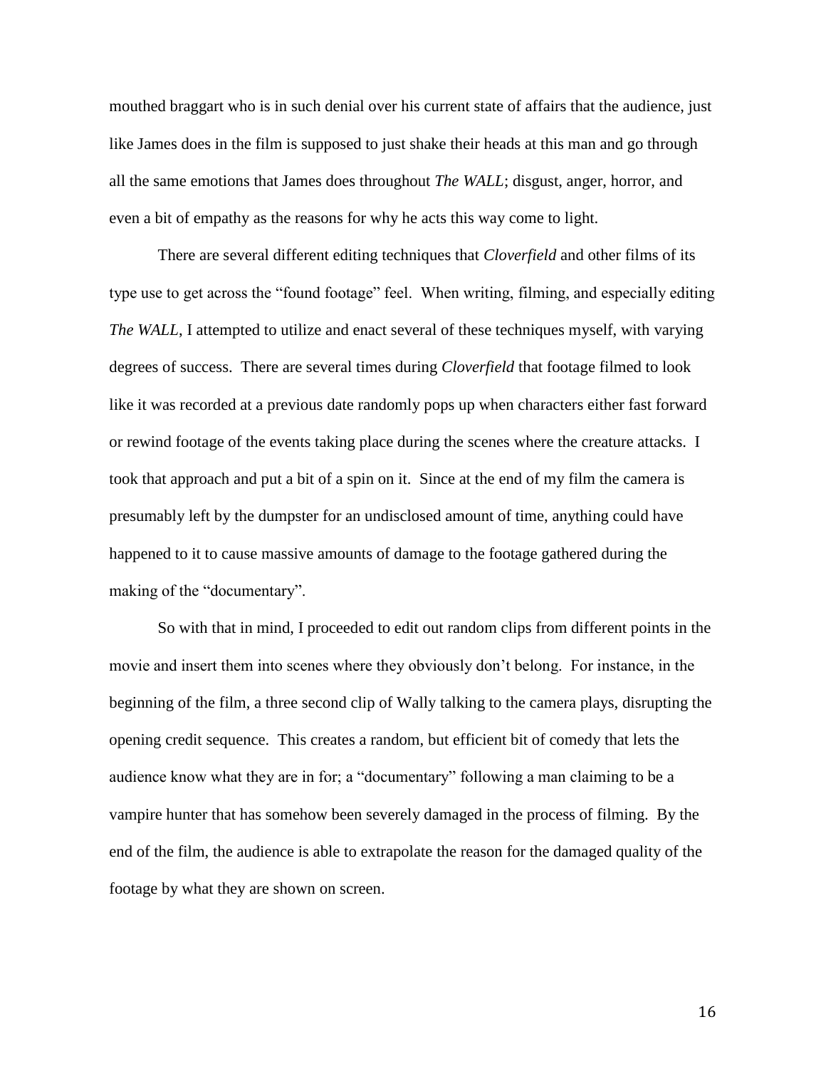mouthed braggart who is in such denial over his current state of affairs that the audience, just like James does in the film is supposed to just shake their heads at this man and go through all the same emotions that James does throughout *The WALL*; disgust, anger, horror, and even a bit of empathy as the reasons for why he acts this way come to light.

There are several different editing techniques that *Cloverfield* and other films of its type use to get across the "found footage" feel. When writing, filming, and especially editing *The WALL*, I attempted to utilize and enact several of these techniques myself, with varying degrees of success. There are several times during *Cloverfield* that footage filmed to look like it was recorded at a previous date randomly pops up when characters either fast forward or rewind footage of the events taking place during the scenes where the creature attacks. I took that approach and put a bit of a spin on it. Since at the end of my film the camera is presumably left by the dumpster for an undisclosed amount of time, anything could have happened to it to cause massive amounts of damage to the footage gathered during the making of the "documentary".

So with that in mind, I proceeded to edit out random clips from different points in the movie and insert them into scenes where they obviously don't belong. For instance, in the beginning of the film, a three second clip of Wally talking to the camera plays, disrupting the opening credit sequence. This creates a random, but efficient bit of comedy that lets the audience know what they are in for; a "documentary" following a man claiming to be a vampire hunter that has somehow been severely damaged in the process of filming. By the end of the film, the audience is able to extrapolate the reason for the damaged quality of the footage by what they are shown on screen.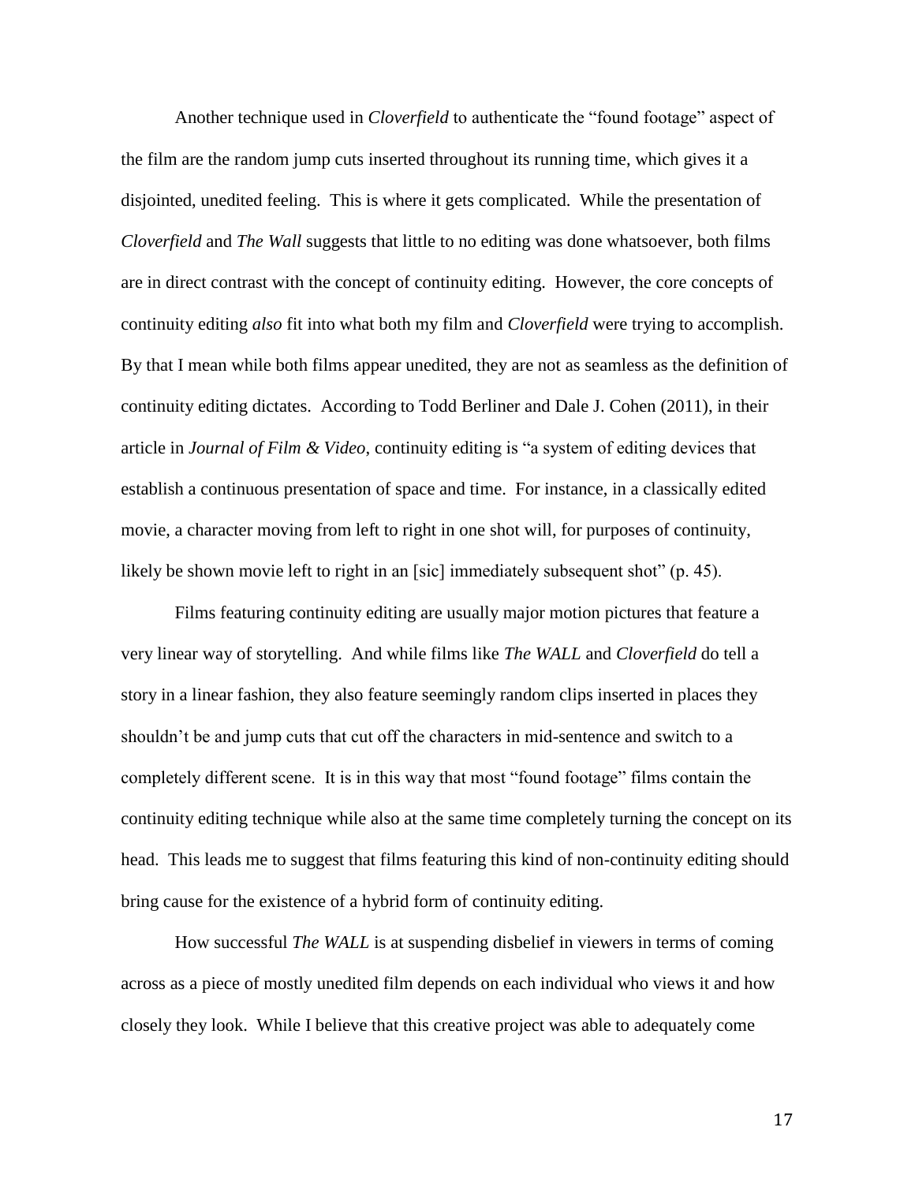Another technique used in *Cloverfield* to authenticate the "found footage" aspect of the film are the random jump cuts inserted throughout its running time, which gives it a disjointed, unedited feeling. This is where it gets complicated. While the presentation of *Cloverfield* and *The Wall* suggests that little to no editing was done whatsoever, both films are in direct contrast with the concept of continuity editing. However, the core concepts of continuity editing *also* fit into what both my film and *Cloverfield* were trying to accomplish. By that I mean while both films appear unedited, they are not as seamless as the definition of continuity editing dictates. According to Todd Berliner and Dale J. Cohen (2011), in their article in *Journal of Film & Video*, continuity editing is "a system of editing devices that establish a continuous presentation of space and time. For instance, in a classically edited movie, a character moving from left to right in one shot will, for purposes of continuity, likely be shown movie left to right in an [sic] immediately subsequent shot" (p. 45).

Films featuring continuity editing are usually major motion pictures that feature a very linear way of storytelling. And while films like *The WALL* and *Cloverfield* do tell a story in a linear fashion, they also feature seemingly random clips inserted in places they shouldn't be and jump cuts that cut off the characters in mid-sentence and switch to a completely different scene. It is in this way that most "found footage" films contain the continuity editing technique while also at the same time completely turning the concept on its head. This leads me to suggest that films featuring this kind of non-continuity editing should bring cause for the existence of a hybrid form of continuity editing.

How successful *The WALL* is at suspending disbelief in viewers in terms of coming across as a piece of mostly unedited film depends on each individual who views it and how closely they look. While I believe that this creative project was able to adequately come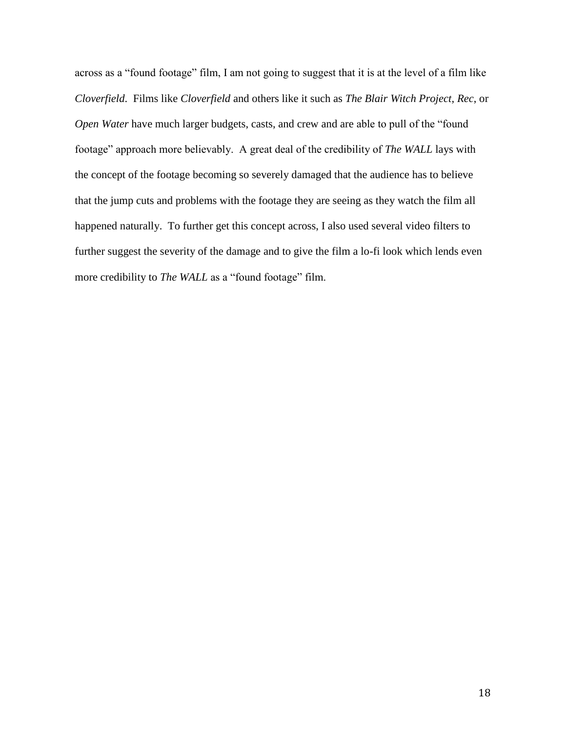across as a "found footage" film, I am not going to suggest that it is at the level of a film like *Cloverfield*. Films like *Cloverfield* and others like it such as *The Blair Witch Project*, *Rec*, or *Open Water* have much larger budgets, casts, and crew and are able to pull of the "found footage" approach more believably. A great deal of the credibility of *The WALL* lays with the concept of the footage becoming so severely damaged that the audience has to believe that the jump cuts and problems with the footage they are seeing as they watch the film all happened naturally. To further get this concept across, I also used several video filters to further suggest the severity of the damage and to give the film a lo-fi look which lends even more credibility to *The WALL* as a "found footage" film.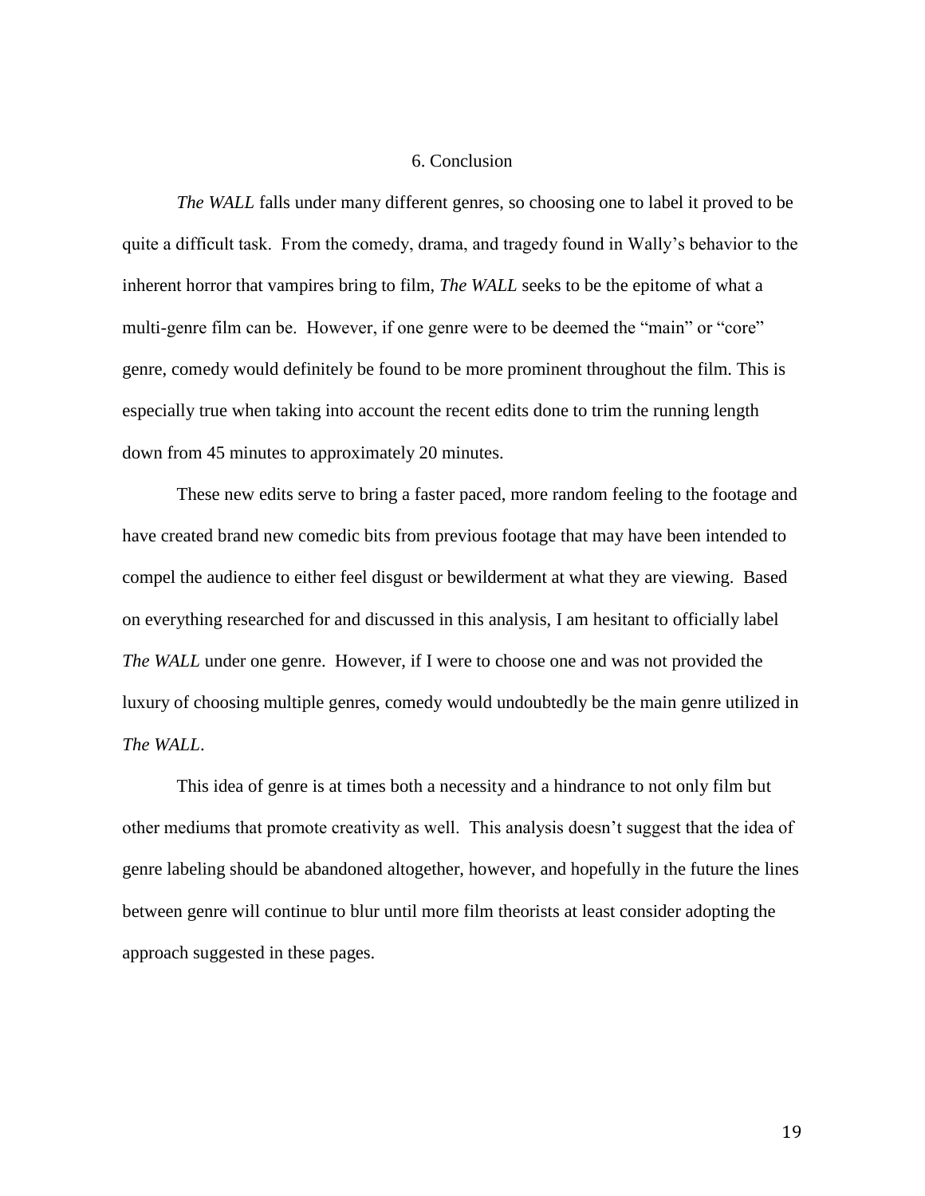## 6. Conclusion

*The WALL* falls under many different genres, so choosing one to label it proved to be quite a difficult task. From the comedy, drama, and tragedy found in Wally's behavior to the inherent horror that vampires bring to film, *The WALL* seeks to be the epitome of what a multi-genre film can be. However, if one genre were to be deemed the "main" or "core" genre, comedy would definitely be found to be more prominent throughout the film. This is especially true when taking into account the recent edits done to trim the running length down from 45 minutes to approximately 20 minutes.

These new edits serve to bring a faster paced, more random feeling to the footage and have created brand new comedic bits from previous footage that may have been intended to compel the audience to either feel disgust or bewilderment at what they are viewing. Based on everything researched for and discussed in this analysis, I am hesitant to officially label *The WALL* under one genre. However, if I were to choose one and was not provided the luxury of choosing multiple genres, comedy would undoubtedly be the main genre utilized in *The WALL*.

This idea of genre is at times both a necessity and a hindrance to not only film but other mediums that promote creativity as well. This analysis doesn't suggest that the idea of genre labeling should be abandoned altogether, however, and hopefully in the future the lines between genre will continue to blur until more film theorists at least consider adopting the approach suggested in these pages.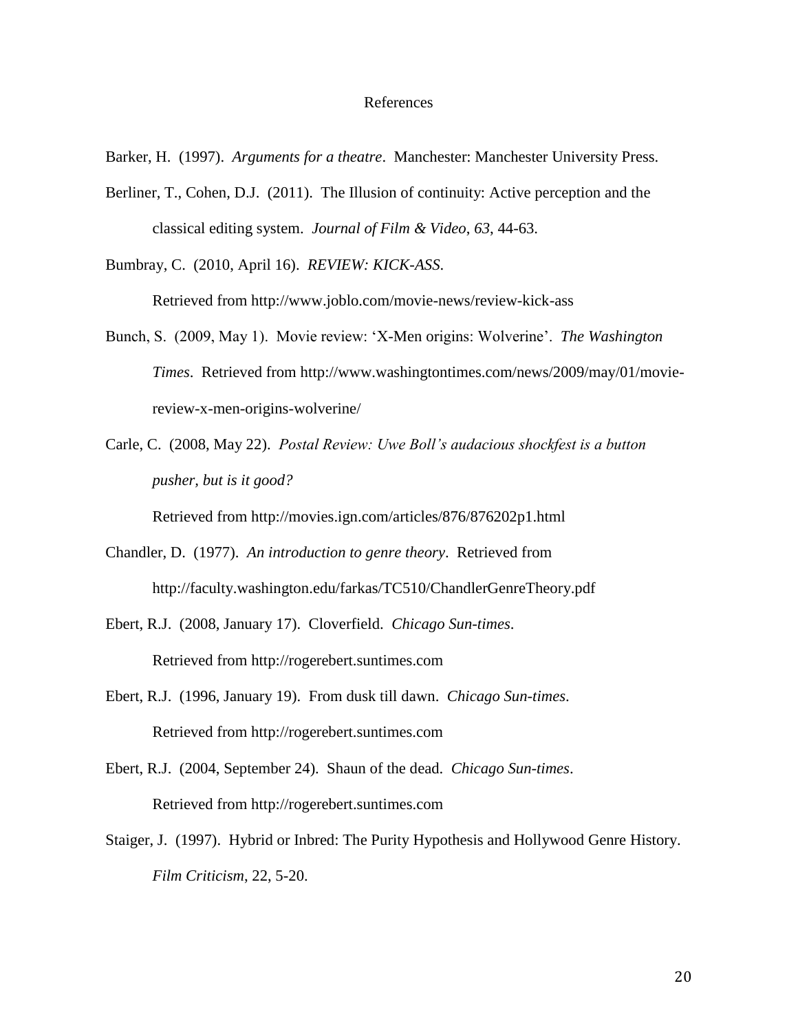# References

Barker, H. (1997). *Arguments for a theatre*. Manchester: Manchester University Press.

Berliner, T., Cohen, D.J. (2011). The Illusion of continuity: Active perception and the classical editing system. *Journal of Film & Video*, *63*, 44-63.

Bumbray, C. (2010, April 16). *REVIEW: KICK-ASS.*
Retrieved from http://www.joblo.com/movie-news/review-kick-ass

Bunch, S. (2009, May 1). Movie review: 'X-Men origins: Wolverine'. *The Washington Times*. Retrieved from http://www.washingtontimes.com/news/2009/may/01/movie-review-x-men-origins-wolverine/

Carle, C. (2008, May 22). *Postal Review: Uwe Boll's audacious shockfest is a button pusher, but is it good?*
Retrieved from http://movies.ign.com/articles/876/876202p1.html

Chandler, D. (1977). *An introduction to genre theory*. Retrieved from http://faculty.washington.edu/farkas/TC510/ChandlerGenreTheory.pdf

Ebert, R.J. (2008, January 17). Cloverfield. *Chicago Sun-times*.
Retrieved from http://rogerebert.suntimes.com

Ebert, R.J. (1996, January 19). From dusk till dawn. *Chicago Sun-times*.
Retrieved from http://rogerebert.suntimes.com

Ebert, R.J. (2004, September 24). Shaun of the dead. *Chicago Sun-times*.
Retrieved from http://rogerebert.suntimes.com

Staiger, J. (1997). Hybrid or Inbred: The Purity Hypothesis and Hollywood Genre History. *Film Criticism*, 22, 5-20.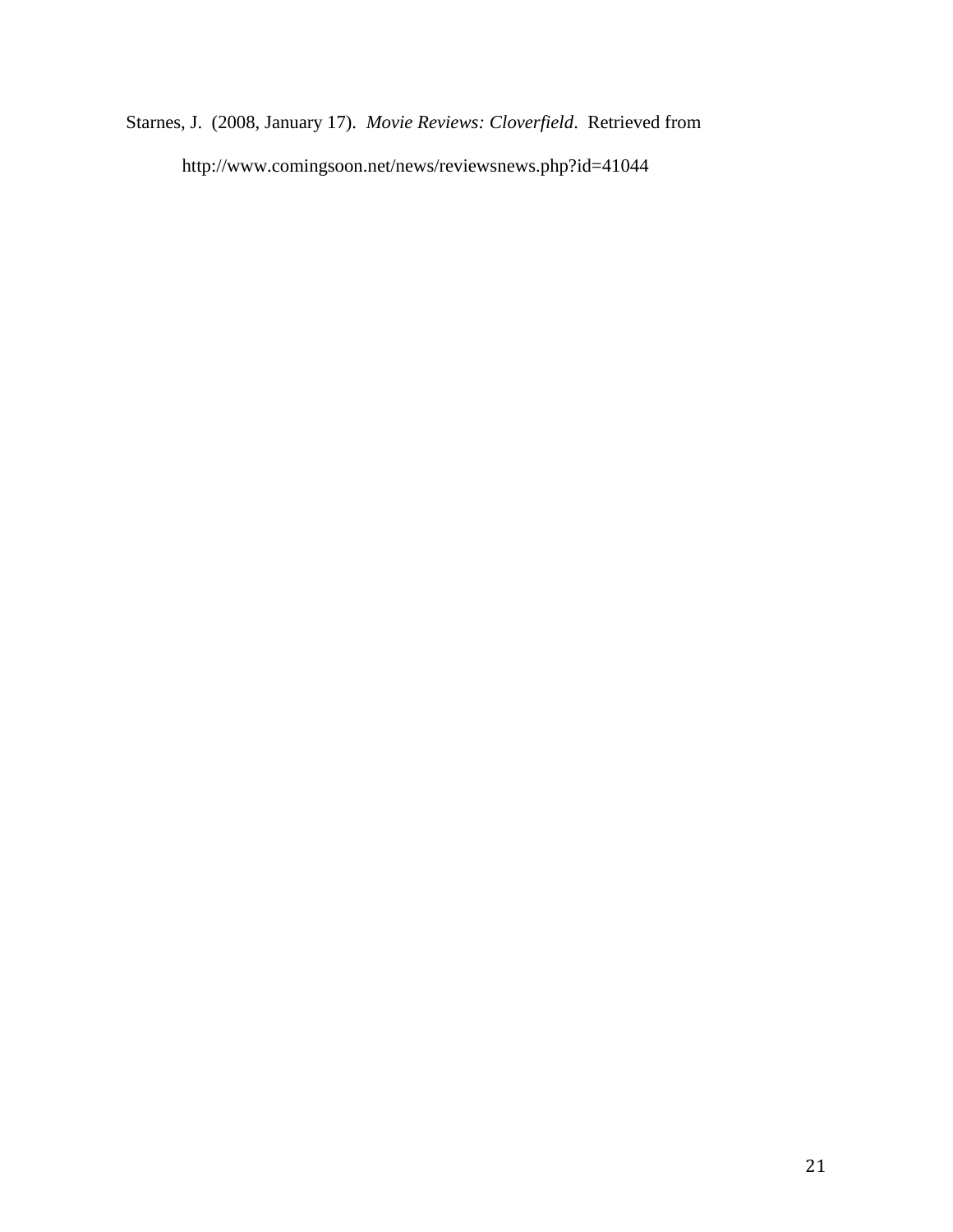Starnes, J. (2008, January 17). *Movie Reviews: Cloverfield*. Retrieved from http://www.comingsoon.net/news/reviewsnews.php?id=41044